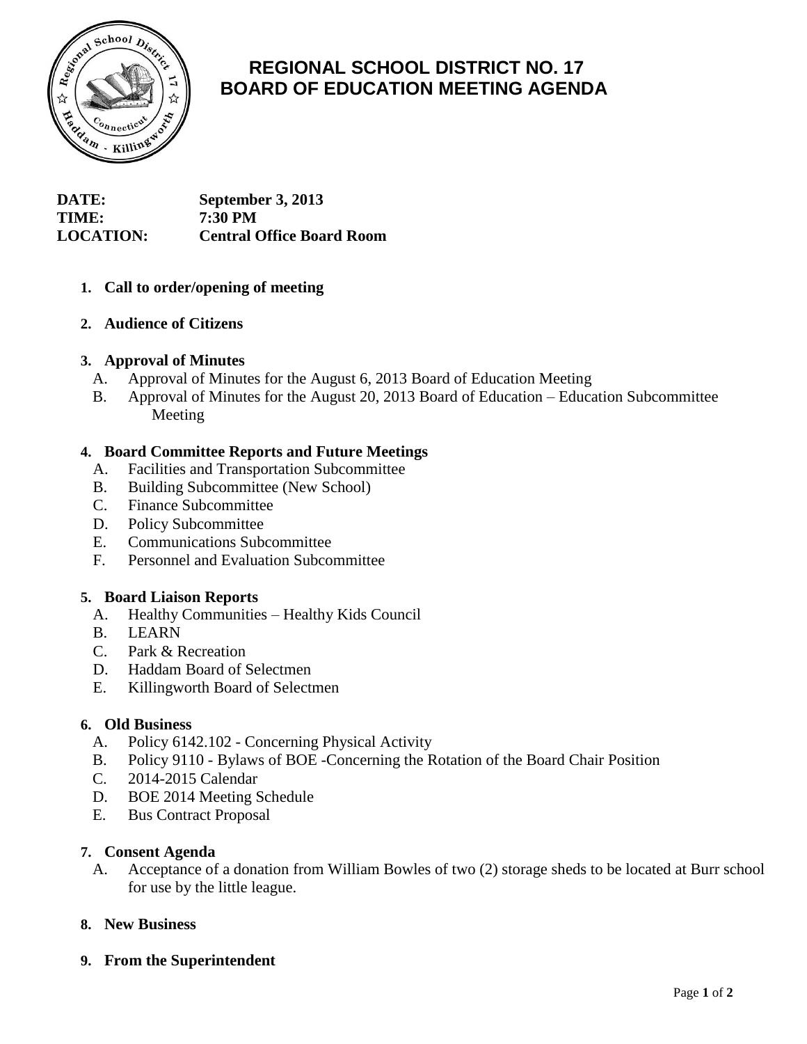# REGIONAL SCHOOL DISTRICT NO. 17
# BOARD OF EDUCATION MEETING AGENDA

**DATE:** September 3, 2013
**TIME:** 7:30 PM
**LOCATION:** Central Office Board Room

1. **Call to order/opening of meeting**

2. **Audience of Citizens**

3. **Approval of Minutes**
   - A. Approval of Minutes for the August 6, 2013 Board of Education Meeting
   - B. Approval of Minutes for the August 20, 2013 Board of Education – Education Subcommittee Meeting

4. **Board Committee Reports and Future Meetings**
   - A. Facilities and Transportation Subcommittee
   - B. Building Subcommittee (New School)
   - C. Finance Subcommittee
   - D. Policy Subcommittee
   - E. Communications Subcommittee
   - F. Personnel and Evaluation Subcommittee

5. **Board Liaison Reports**
   - A. Healthy Communities – Healthy Kids Council
   - B. LEARN
   - C. Park & Recreation
   - D. Haddam Board of Selectmen
   - E. Killingworth Board of Selectmen

6. **Old Business**
   - A. Policy 6142.102 - Concerning Physical Activity
   - B. Policy 9110 - Bylaws of BOE -Concerning the Rotation of the Board Chair Position
   - C. 2014-2015 Calendar
   - D. BOE 2014 Meeting Schedule
   - E. Bus Contract Proposal

7. **Consent Agenda**
   - A. Acceptance of a donation from William Bowles of two (2) storage sheds to be located at Burr school for use by the little league.

8. **New Business**

9. **From the Superintendent**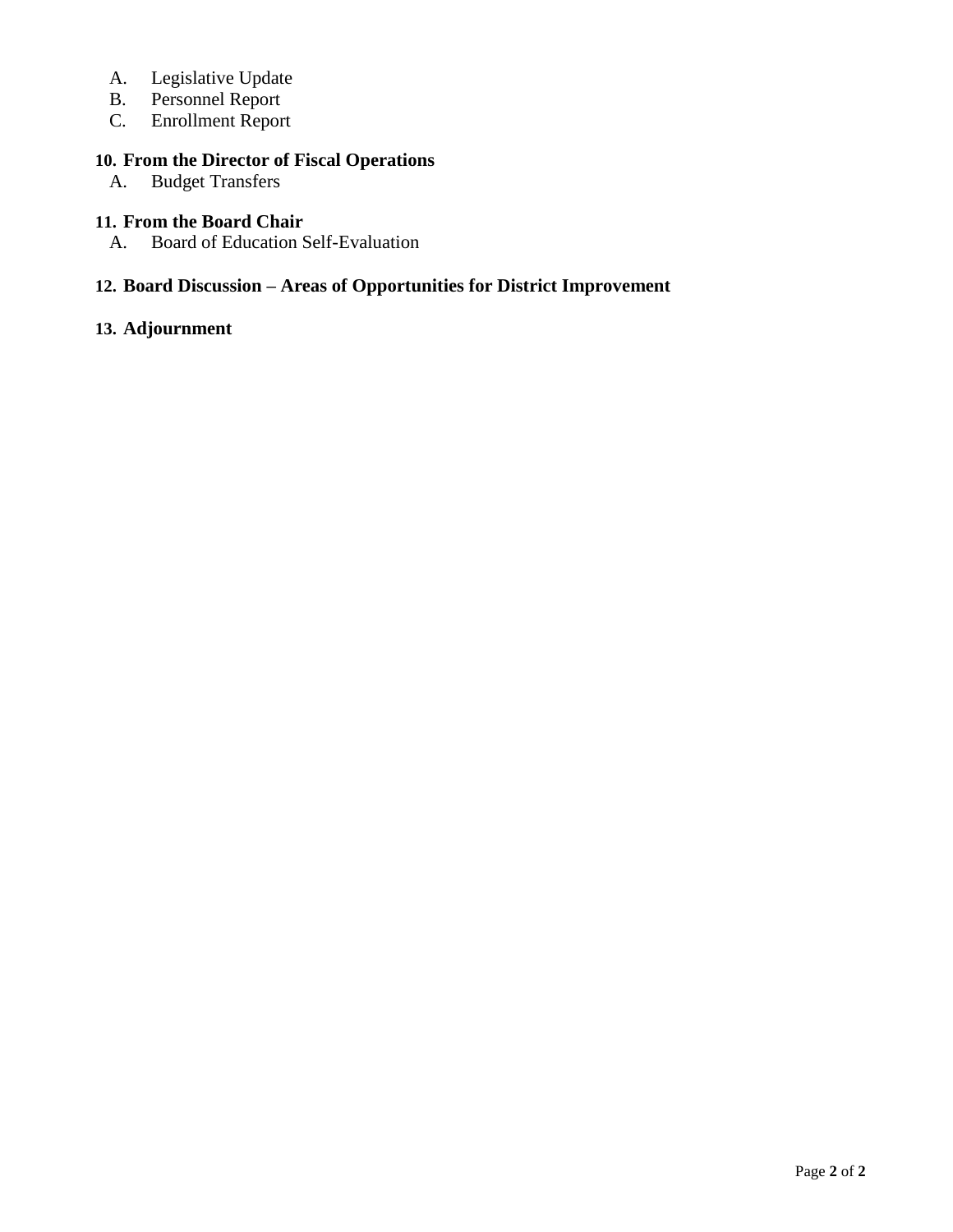A. Legislative Update
B. Personnel Report
C. Enrollment Report

**10. From the Director of Fiscal Operations**

A. Budget Transfers

**11. From the Board Chair**

A. Board of Education Self-Evaluation

**12. Board Discussion – Areas of Opportunities for District Improvement**

**13. Adjournment**